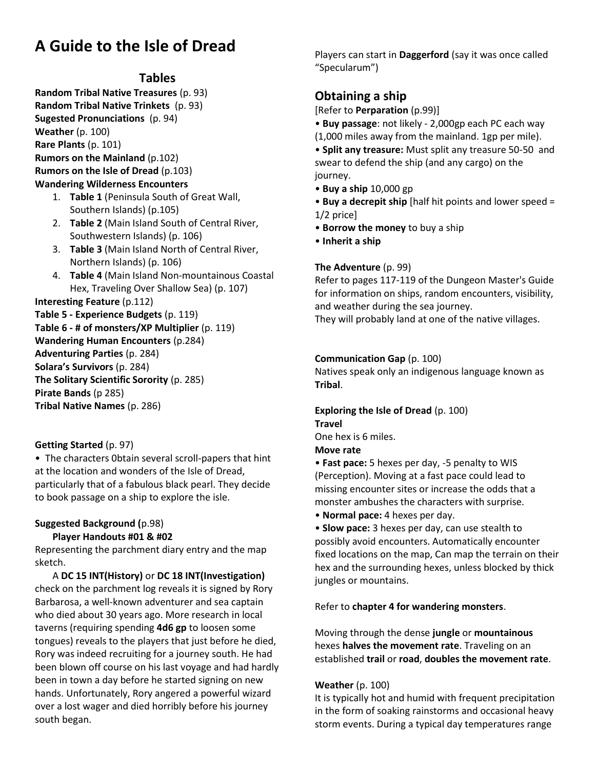# A Guide to the Isle of Dread

## Tables

**Random Tribal Native Treasures** (p. 93)
**Random Tribal Native Trinkets** (p. 93)
**Sugested Pronunciations** (p. 94)
**Weather** (p. 100)
**Rare Plants** (p. 101)
**Rumors on the Mainland** (p.102)
**Rumors on the Isle of Dread** (p.103)
**Wandering Wilderness Encounters**

1. **Table 1** (Peninsula South of Great Wall, Southern Islands) (p.105)
2. **Table 2** (Main Island South of Central River, Southwestern Islands) (p. 106)
3. **Table 3** (Main Island North of Central River, Northern Islands) (p. 106)
4. **Table 4** (Main Island Non-mountainous Coastal Hex, Traveling Over Shallow Sea) (p. 107)

**Interesting Feature** (p.112)
**Table 5 - Experience Budgets** (p. 119)
**Table 6 - # of monsters/XP Multiplier** (p. 119)
**Wandering Human Encounters** (p.284)
**Adventuring Parties** (p. 284)
**Solara's Survivors** (p. 284)
**The Solitary Scientific Sorority** (p. 285)
**Pirate Bands** (p 285)
**Tribal Native Names** (p. 286)

**Getting Started** (p. 97)

• The characters 0btain several scroll-papers that hint at the location and wonders of the Isle of Dread, particularly that of a fabulous black pearl. They decide to book passage on a ship to explore the isle.

**Suggested Background (**p.98)

**Player Handouts #01 & #02**

Representing the parchment diary entry and the map sketch.

A **DC 15 INT(History)** or **DC 18 INT(Investigation)** check on the parchment log reveals it is signed by Rory Barbarosa, a well-known adventurer and sea captain who died about 30 years ago. More research in local taverns (requiring spending **4d6 gp** to loosen some tongues) reveals to the players that just before he died, Rory was indeed recruiting for a journey south. He had been blown off course on his last voyage and had hardly been in town a day before he started signing on new hands. Unfortunately, Rory angered a powerful wizard over a lost wager and died horribly before his journey south began.

Players can start in **Daggerford** (say it was once called "Specularum")

## Obtaining a ship

[Refer to **Perparation** (p.99)]

• **Buy passage**: not likely - 2,000gp each PC each way (1,000 miles away from the mainland. 1gp per mile).
• **Split any treasure:** Must split any treasure 50-50 and swear to defend the ship (and any cargo) on the journey.
• **Buy a ship** 10,000 gp
• **Buy a decrepit ship** [half hit points and lower speed = 1/2 price]
• **Borrow the money** to buy a ship
• **Inherit a ship**

**The Adventure** (p. 99)

Refer to pages 117-119 of the Dungeon Master's Guide for information on ships, random encounters, visibility, and weather during the sea journey.
They will probably land at one of the native villages.

**Communication Gap** (p. 100)

Natives speak only an indigenous language known as **Tribal**.

**Exploring the Isle of Dread** (p. 100)

**Travel**

One hex is 6 miles.

**Move rate**

• **Fast pace:** 5 hexes per day, -5 penalty to WIS (Perception). Moving at a fast pace could lead to missing encounter sites or increase the odds that a monster ambushes the characters with surprise.
• **Normal pace:** 4 hexes per day.
• **Slow pace:** 3 hexes per day, can use stealth to possibly avoid encounters. Automatically encounter fixed locations on the map, Can map the terrain on their hex and the surrounding hexes, unless blocked by thick jungles or mountains.

Refer to **chapter 4 for wandering monsters**.

Moving through the dense **jungle** or **mountainous** hexes **halves the movement rate**. Traveling on an established **trail** or **road**, **doubles the movement rate**.

**Weather** (p. 100)

It is typically hot and humid with frequent precipitation in the form of soaking rainstorms and occasional heavy storm events. During a typical day temperatures range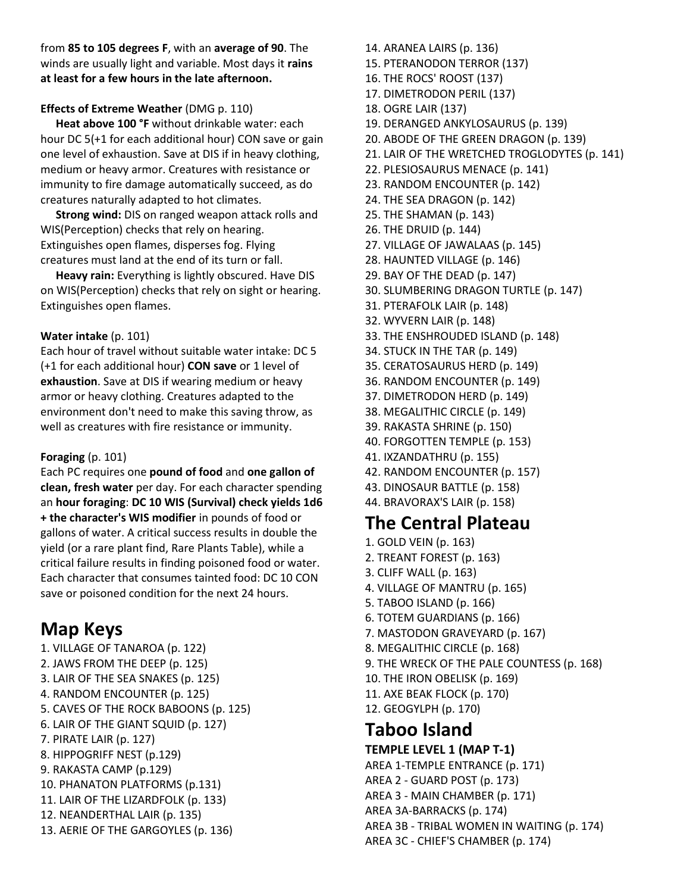from **85 to 105 degrees F**, with an **average of 90**. The winds are usually light and variable. Most days it **rains at least for a few hours in the late afternoon.**

**Effects of Extreme Weather** (DMG p. 110)

**Heat above 100 °F** without drinkable water: each hour DC 5(+1 for each additional hour) CON save or gain one level of exhaustion. Save at DIS if in heavy clothing, medium or heavy armor. Creatures with resistance or immunity to fire damage automatically succeed, as do creatures naturally adapted to hot climates.

**Strong wind:** DIS on ranged weapon attack rolls and WIS(Perception) checks that rely on hearing. Extinguishes open flames, disperses fog. Flying creatures must land at the end of its turn or fall.

**Heavy rain:** Everything is lightly obscured. Have DIS on WIS(Perception) checks that rely on sight or hearing. Extinguishes open flames.

**Water intake** (p. 101)
Each hour of travel without suitable water intake: DC 5 (+1 for each additional hour) **CON save** or 1 level of **exhaustion**. Save at DIS if wearing medium or heavy armor or heavy clothing. Creatures adapted to the environment don't need to make this saving throw, as well as creatures with fire resistance or immunity.

**Foraging** (p. 101)
Each PC requires one **pound of food** and **one gallon of clean, fresh water** per day. For each character spending an **hour foraging**: **DC 10 WIS (Survival) check yields 1d6 + the character's WIS modifier** in pounds of food or gallons of water. A critical success results in double the yield (or a rare plant find, Rare Plants Table), while a critical failure results in finding poisoned food or water. Each character that consumes tainted food: DC 10 CON save or poisoned condition for the next 24 hours.

# Map Keys

1. VILLAGE OF TANAROA (p. 122)
2. JAWS FROM THE DEEP (p. 125)
3. LAIR OF THE SEA SNAKES (p. 125)
4. RANDOM ENCOUNTER (p. 125)
5. CAVES OF THE ROCK BABOONS (p. 125)
6. LAIR OF THE GIANT SQUID (p. 127)
7. PIRATE LAIR (p. 127)
8. HIPPOGRIFF NEST (p.129)
9. RAKASTA CAMP (p.129)
10. PHANATON PLATFORMS (p.131)
11. LAIR OF THE LIZARDFOLK (p. 133)
12. NEANDERTHAL LAIR (p. 135)
13. AERIE OF THE GARGOYLES (p. 136)
14. ARANEA LAIRS (p. 136)
15. PTERANODON TERROR (137)
16. THE ROCS' ROOST (137)
17. DIMETRODON PERIL (137)
18. OGRE LAIR (137)
19. DERANGED ANKYLOSAURUS (p. 139)
20. ABODE OF THE GREEN DRAGON (p. 139)
21. LAIR OF THE WRETCHED TROGLODYTES (p. 141)
22. PLESIOSAURUS MENACE (p. 141)
23. RANDOM ENCOUNTER (p. 142)
24. THE SEA DRAGON (p. 142)
25. THE SHAMAN (p. 143)
26. THE DRUID (p. 144)
27. VILLAGE OF JAWALAAS (p. 145)
28. HAUNTED VILLAGE (p. 146)
29. BAY OF THE DEAD (p. 147)
30. SLUMBERING DRAGON TURTLE (p. 147)
31. PTERAFOLK LAIR (p. 148)
32. WYVERN LAIR (p. 148)
33. THE ENSHROUDED ISLAND (p. 148)
34. STUCK IN THE TAR (p. 149)
35. CERATOSAURUS HERD (p. 149)
36. RANDOM ENCOUNTER (p. 149)
37. DIMETRODON HERD (p. 149)
38. MEGALITHIC CIRCLE (p. 149)
39. RAKASTA SHRINE (p. 150)
40. FORGOTTEN TEMPLE (p. 153)
41. IXZANDATHRU (p. 155)
42. RANDOM ENCOUNTER (p. 157)
43. DINOSAUR BATTLE (p. 158)
44. BRAVORAX'S LAIR (p. 158)

# The Central Plateau

1. GOLD VEIN (p. 163)
2. TREANT FOREST (p. 163)
3. CLIFF WALL (p. 163)
4. VILLAGE OF MANTRU (p. 165)
5. TABOO ISLAND (p. 166)
6. TOTEM GUARDIANS (p. 166)
7. MASTODON GRAVEYARD (p. 167)
8. MEGALITHIC CIRCLE (p. 168)
9. THE WRECK OF THE PALE COUNTESS (p. 168)
10. THE IRON OBELISK (p. 169)
11. AXE BEAK FLOCK (p. 170)
12. GEOGYLPH (p. 170)

# Taboo Island

**TEMPLE LEVEL 1 (MAP T-1)**

AREA 1-TEMPLE ENTRANCE (p. 171)
AREA 2 - GUARD POST (p. 173)
AREA 3 - MAIN CHAMBER (p. 171)
AREA 3A-BARRACKS (p. 174)
AREA 3B - TRIBAL WOMEN IN WAITING (p. 174)
AREA 3C - CHIEF'S CHAMBER (p. 174)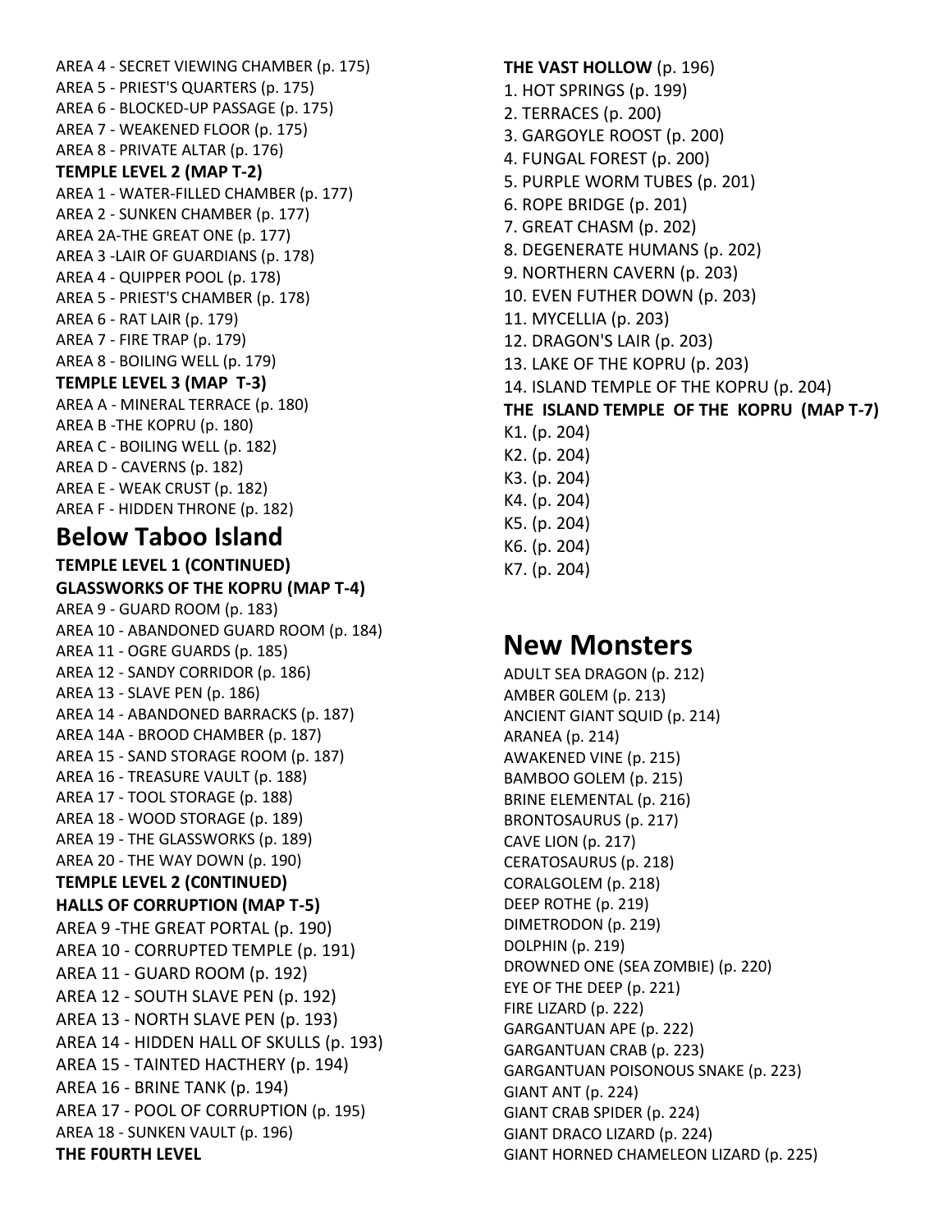AREA 4 - SECRET VIEWING CHAMBER (p. 175)
AREA 5 - PRIEST'S QUARTERS (p. 175)
AREA 6 - BLOCKED-UP PASSAGE (p. 175)
AREA 7 - WEAKENED FLOOR (p. 175)
AREA 8 - PRIVATE ALTAR (p. 176)

**TEMPLE LEVEL 2 (MAP T-2)**

AREA 1 - WATER-FILLED CHAMBER (p. 177)
AREA 2 - SUNKEN CHAMBER (p. 177)
AREA 2A-THE GREAT ONE (p. 177)
AREA 3 -LAIR OF GUARDIANS (p. 178)
AREA 4 - QUIPPER POOL (p. 178)
AREA 5 - PRIEST'S CHAMBER (p. 178)
AREA 6 - RAT LAIR (p. 179)
AREA 7 - FIRE TRAP (p. 179)
AREA 8 - BOILING WELL (p. 179)

**TEMPLE LEVEL 3 (MAP T-3)**

AREA A - MINERAL TERRACE (p. 180)
AREA B -THE KOPRU (p. 180)
AREA C - BOILING WELL (p. 182)
AREA D - CAVERNS (p. 182)
AREA E - WEAK CRUST (p. 182)
AREA F - HIDDEN THRONE (p. 182)

# Below Taboo Island

**TEMPLE LEVEL 1 (CONTINUED)**
**GLASSWORKS OF THE KOPRU (MAP T-4)**

AREA 9 - GUARD ROOM (p. 183)
AREA 10 - ABANDONED GUARD ROOM (p. 184)
AREA 11 - OGRE GUARDS (p. 185)
AREA 12 - SANDY CORRIDOR (p. 186)
AREA 13 - SLAVE PEN (p. 186)
AREA 14 - ABANDONED BARRACKS (p. 187)
AREA 14A - BROOD CHAMBER (p. 187)
AREA 15 - SAND STORAGE ROOM (p. 187)
AREA 16 - TREASURE VAULT (p. 188)
AREA 17 - TOOL STORAGE (p. 188)
AREA 18 - WOOD STORAGE (p. 189)
AREA 19 - THE GLASSWORKS (p. 189)
AREA 20 - THE WAY DOWN (p. 190)

**TEMPLE LEVEL 2 (C0NTINUED)**
**HALLS OF CORRUPTION (MAP T-5)**

AREA 9 -THE GREAT PORTAL (p. 190)
AREA 10 - CORRUPTED TEMPLE (p. 191)
AREA 11 - GUARD ROOM (p. 192)
AREA 12 - SOUTH SLAVE PEN (p. 192)
AREA 13 - NORTH SLAVE PEN (p. 193)
AREA 14 - HIDDEN HALL OF SKULLS (p. 193)
AREA 15 - TAINTED HACTHERY (p. 194)
AREA 16 - BRINE TANK (p. 194)
AREA 17 - POOL OF CORRUPTION (p. 195)
AREA 18 - SUNKEN VAULT (p. 196)

**THE F0URTH LEVEL**

**THE VAST HOLLOW** (p. 196)

1. HOT SPRINGS (p. 199)
2. TERRACES (p. 200)
3. GARGOYLE ROOST (p. 200)
4. FUNGAL FOREST (p. 200)
5. PURPLE WORM TUBES (p. 201)
6. ROPE BRIDGE (p. 201)
7. GREAT CHASM (p. 202)
8. DEGENERATE HUMANS (p. 202)
9. NORTHERN CAVERN (p. 203)
10. EVEN FUTHER DOWN (p. 203)
11. MYCELLIA (p. 203)
12. DRAGON'S LAIR (p. 203)
13. LAKE OF THE KOPRU (p. 203)
14. ISLAND TEMPLE OF THE KOPRU (p. 204)

**THE ISLAND TEMPLE OF THE KOPRU (MAP T-7)**

K1. (p. 204)
K2. (p. 204)
K3. (p. 204)
K4. (p. 204)
K5. (p. 204)
K6. (p. 204)
K7. (p. 204)

# New Monsters

ADULT SEA DRAGON (p. 212)
AMBER G0LEM (p. 213)
ANCIENT GIANT SQUID (p. 214)
ARANEA (p. 214)
AWAKENED VINE (p. 215)
BAMBOO GOLEM (p. 215)
BRINE ELEMENTAL (p. 216)
BRONTOSAURUS (p. 217)
CAVE LION (p. 217)
CERATOSAURUS (p. 218)
CORALGOLEM (p. 218)
DEEP ROTHE (p. 219)
DIMETRODON (p. 219)
DOLPHIN (p. 219)
DROWNED ONE (SEA ZOMBIE) (p. 220)
EYE OF THE DEEP (p. 221)
FIRE LIZARD (p. 222)
GARGANTUAN APE (p. 222)
GARGANTUAN CRAB (p. 223)
GARGANTUAN POISONOUS SNAKE (p. 223)
GIANT ANT (p. 224)
GIANT CRAB SPIDER (p. 224)
GIANT DRACO LIZARD (p. 224)
GIANT HORNED CHAMELEON LIZARD (p. 225)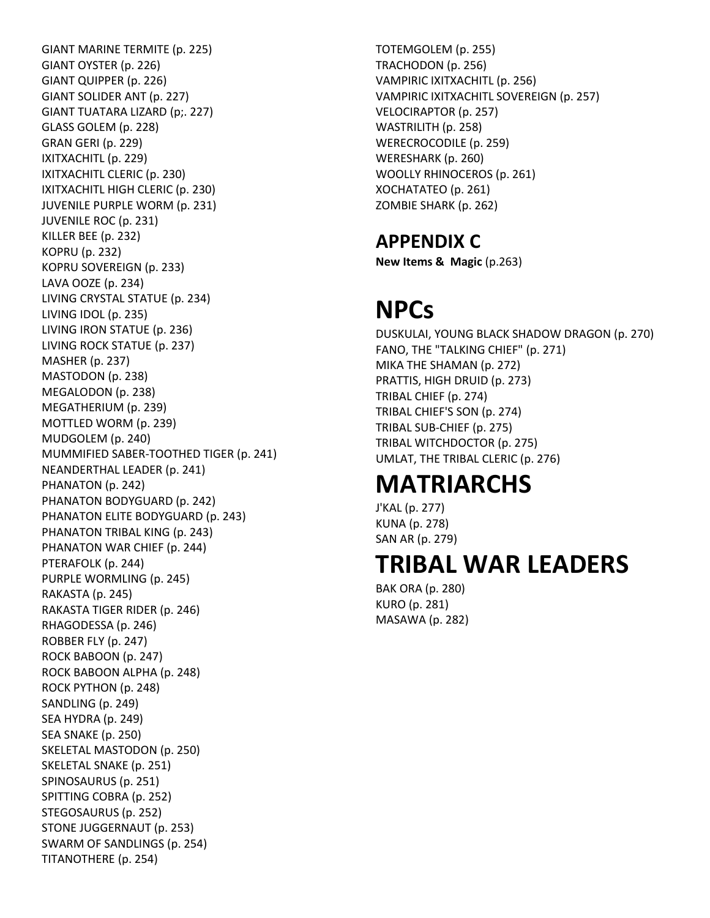GIANT MARINE TERMITE (p. 225)
GIANT OYSTER (p. 226)
GIANT QUIPPER (p. 226)
GIANT SOLIDER ANT (p. 227)
GIANT TUATARA LIZARD (p;. 227)
GLASS GOLEM (p. 228)
GRAN GERI (p. 229)
IXITXACHITL (p. 229)
IXITXACHITL CLERIC (p. 230)
IXITXACHITL HIGH CLERIC (p. 230)
JUVENILE PURPLE WORM (p. 231)
JUVENILE ROC (p. 231)
KILLER BEE (p. 232)
KOPRU (p. 232)
KOPRU SOVEREIGN (p. 233)
LAVA OOZE (p. 234)
LIVING CRYSTAL STATUE (p. 234)
LIVING IDOL (p. 235)
LIVING IRON STATUE (p. 236)
LIVING ROCK STATUE (p. 237)
MASHER (p. 237)
MASTODON (p. 238)
MEGALODON (p. 238)
MEGATHERIUM (p. 239)
MOTTLED WORM (p. 239)
MUDGOLEM (p. 240)
MUMMIFIED SABER-TOOTHED TIGER (p. 241)
NEANDERTHAL LEADER (p. 241)
PHANATON (p. 242)
PHANATON BODYGUARD (p. 242)
PHANATON ELITE BODYGUARD (p. 243)
PHANATON TRIBAL KING (p. 243)
PHANATON WAR CHIEF (p. 244)
PTERAFOLK (p. 244)
PURPLE WORMLING (p. 245)
RAKASTA (p. 245)
RAKASTA TIGER RIDER (p. 246)
RHAGODESSA (p. 246)
ROBBER FLY (p. 247)
ROCK BABOON (p. 247)
ROCK BABOON ALPHA (p. 248)
ROCK PYTHON (p. 248)
SANDLING (p. 249)
SEA HYDRA (p. 249)
SEA SNAKE (p. 250)
SKELETAL MASTODON (p. 250)
SKELETAL SNAKE (p. 251)
SPINOSAURUS (p. 251)
SPITTING COBRA (p. 252)
STEGOSAURUS (p. 252)
STONE JUGGERNAUT (p. 253)
SWARM OF SANDLINGS (p. 254)
TITANOTHERE (p. 254)
TOTEMGOLEM (p. 255)
TRACHODON (p. 256)
VAMPIRIC IXITXACHITL (p. 256)
VAMPIRIC IXITXACHITL SOVEREIGN (p. 257)
VELOCIRAPTOR (p. 257)
WASTRILITH (p. 258)
WERECROCODILE (p. 259)
WERESHARK (p. 260)
WOOLLY RHINOCEROS (p. 261)
XOCHATATEO (p. 261)
ZOMBIE SHARK (p. 262)

## APPENDIX C

**New Items & Magic** (p.263)

# NPCs

DUSKULAI, YOUNG BLACK SHADOW DRAGON (p. 270)
FANO, THE "TALKING CHIEF" (p. 271)
MIKA THE SHAMAN (p. 272)
PRATTIS, HIGH DRUID (p. 273)
TRIBAL CHIEF (p. 274)
TRIBAL CHIEF'S SON (p. 274)
TRIBAL SUB-CHIEF (p. 275)
TRIBAL WITCHDOCTOR (p. 275)
UMLAT, THE TRIBAL CLERIC (p. 276)

# MATRIARCHS

J'KAL (p. 277)
KUNA (p. 278)
SAN AR (p. 279)

# TRIBAL WAR LEADERS

BAK ORA (p. 280)
KURO (p. 281)
MASAWA (p. 282)